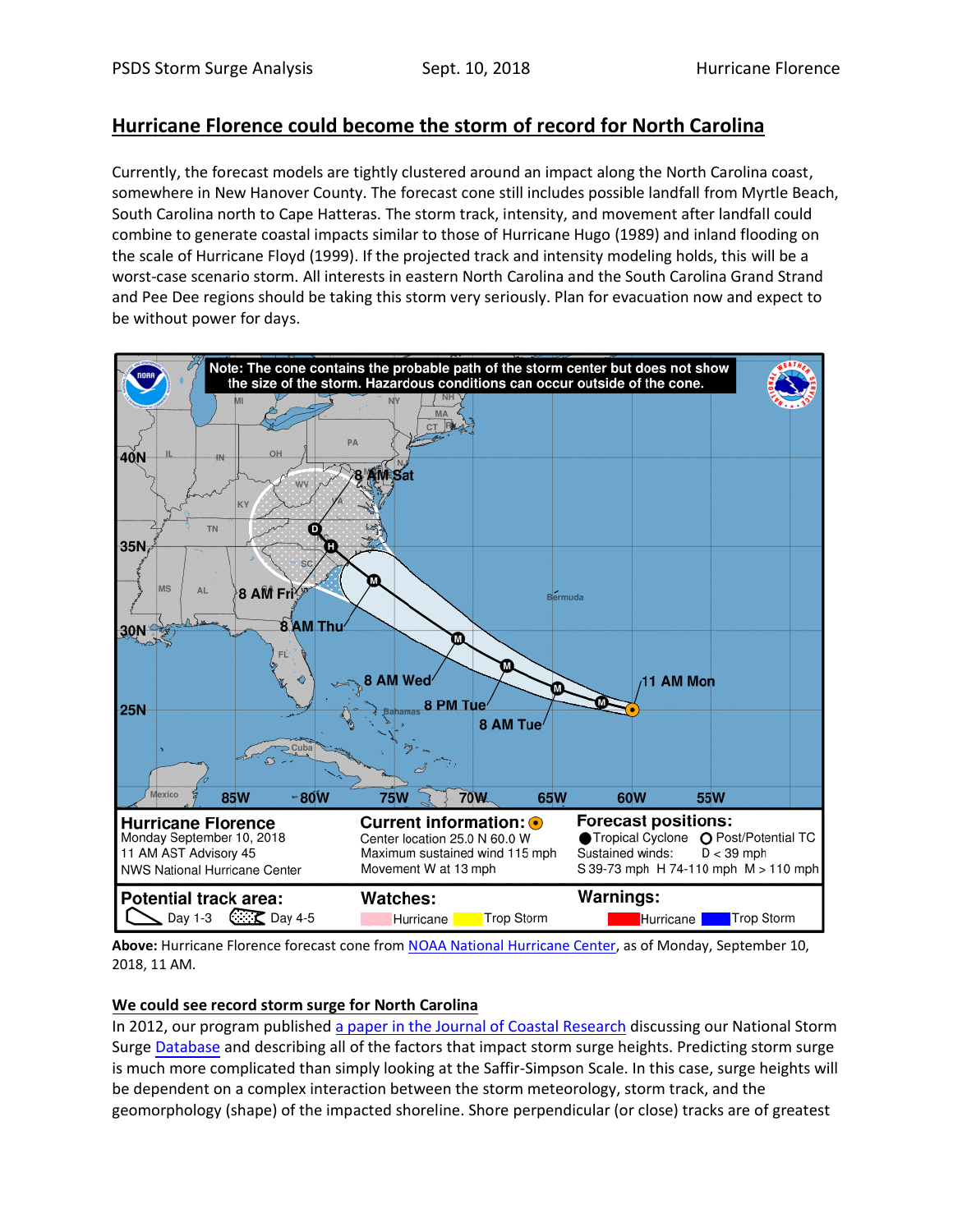# Hurricane Florence could become the storm of record for North Carolina

Currently, the forecast models are tightly clustered around an impact along the North Carolina coast, somewhere in New Hanover County. The forecast cone still includes possible landfall from Myrtle Beach, South Carolina north to Cape Hatteras. The storm track, intensity, and movement after landfall could combine to generate coastal impacts similar to those of Hurricane Hugo (1989) and inland flooding on the scale of Hurricane Floyd (1999). If the projected track and intensity modeling holds, this will be a worst-case scenario storm. All interests in eastern North Carolina and the South Carolina Grand Strand and Pee Dee regions should be taking this storm very seriously. Plan for evacuation now and expect to be without power for days.

**Above:** Hurricane Florence forecast cone from NOAA National Hurricane Center, as of Monday, September 10, 2018, 11 AM.

## We could see record storm surge for North Carolina

In 2012, our program published a paper in the Journal of Coastal Research discussing our National Storm Surge Database and describing all of the factors that impact storm surge heights. Predicting storm surge is much more complicated than simply looking at the Saffir-Simpson Scale. In this case, surge heights will be dependent on a complex interaction between the storm meteorology, storm track, and the geomorphology (shape) of the impacted shoreline. Shore perpendicular (or close) tracks are of greatest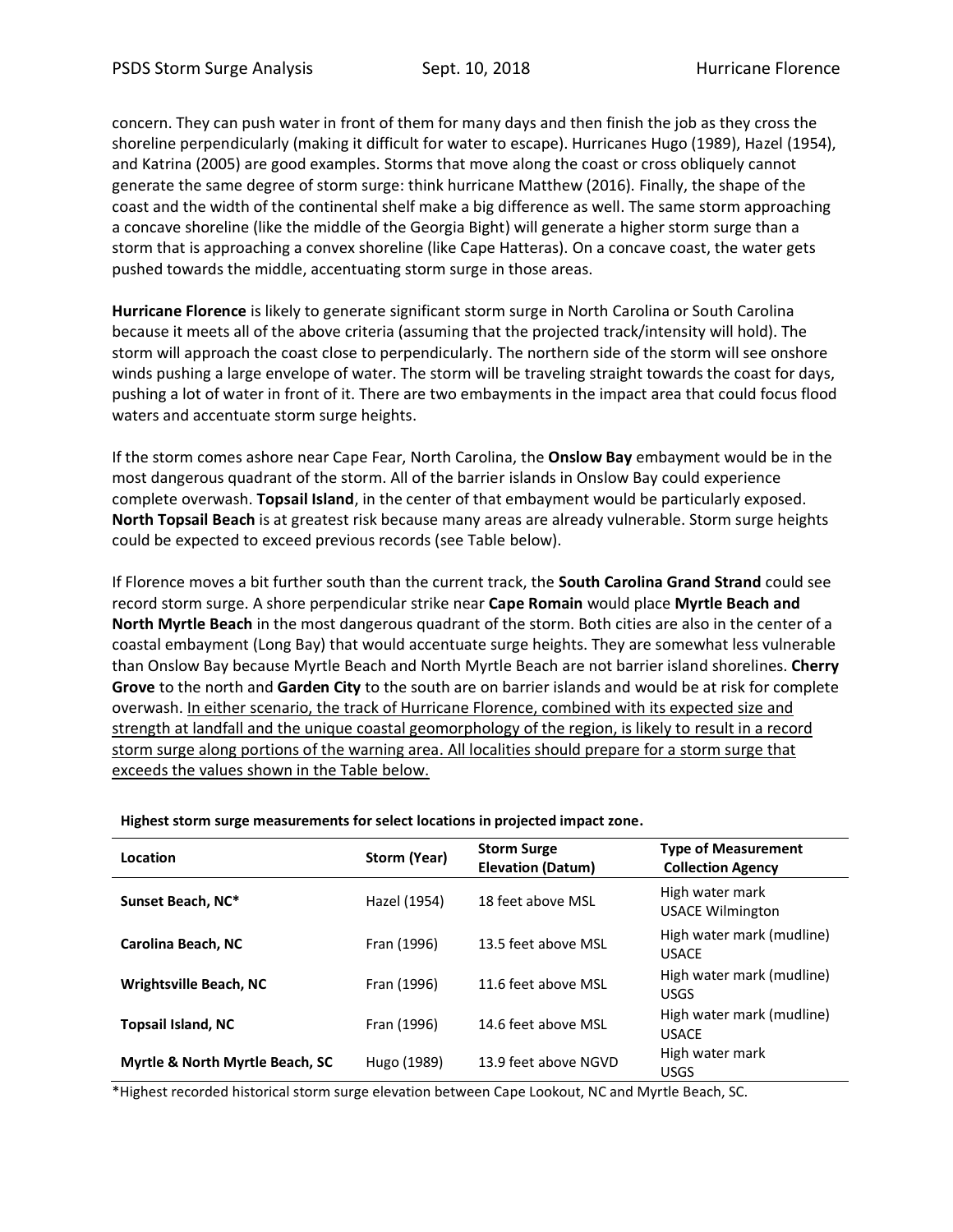concern. They can push water in front of them for many days and then finish the job as they cross the shoreline perpendicularly (making it difficult for water to escape). Hurricanes Hugo (1989), Hazel (1954), and Katrina (2005) are good examples. Storms that move along the coast or cross obliquely cannot generate the same degree of storm surge: think hurricane Matthew (2016). Finally, the shape of the coast and the width of the continental shelf make a big difference as well. The same storm approaching a concave shoreline (like the middle of the Georgia Bight) will generate a higher storm surge than a storm that is approaching a convex shoreline (like Cape Hatteras). On a concave coast, the water gets pushed towards the middle, accentuating storm surge in those areas.

**Hurricane Florence** is likely to generate significant storm surge in North Carolina or South Carolina because it meets all of the above criteria (assuming that the projected track/intensity will hold). The storm will approach the coast close to perpendicularly. The northern side of the storm will see onshore winds pushing a large envelope of water. The storm will be traveling straight towards the coast for days, pushing a lot of water in front of it. There are two embayments in the impact area that could focus flood waters and accentuate storm surge heights.

If the storm comes ashore near Cape Fear, North Carolina, the **Onslow Bay** embayment would be in the most dangerous quadrant of the storm. All of the barrier islands in Onslow Bay could experience complete overwash. **Topsail Island**, in the center of that embayment would be particularly exposed. **North Topsail Beach** is at greatest risk because many areas are already vulnerable. Storm surge heights could be expected to exceed previous records (see Table below).

If Florence moves a bit further south than the current track, the **South Carolina Grand Strand** could see record storm surge. A shore perpendicular strike near **Cape Romain** would place **Myrtle Beach and North Myrtle Beach** in the most dangerous quadrant of the storm. Both cities are also in the center of a coastal embayment (Long Bay) that would accentuate surge heights. They are somewhat less vulnerable than Onslow Bay because Myrtle Beach and North Myrtle Beach are not barrier island shorelines. **Cherry Grove** to the north and **Garden City** to the south are on barrier islands and would be at risk for complete overwash. <u>In either scenario, the track of Hurricane Florence, combined with its expected size and strength at landfall and the unique coastal geomorphology of the region, is likely to result in a record storm surge along portions of the warning area. All localities should prepare for a storm surge that exceeds the values shown in the Table below.</u>

**Highest storm surge measurements for select locations in projected impact zone.**

| Location | Storm (Year) | Storm Surge Elevation (Datum) | Type of Measurement Collection Agency |
|---|---|---|---|
| **Sunset Beach, NC*** | Hazel (1954) | 18 feet above MSL | High water mark USACE Wilmington |
| **Carolina Beach, NC** | Fran (1996) | 13.5 feet above MSL | High water mark (mudline) USACE |
| **Wrightsville Beach, NC** | Fran (1996) | 11.6 feet above MSL | High water mark (mudline) USGS |
| **Topsail Island, NC** | Fran (1996) | 14.6 feet above MSL | High water mark (mudline) USACE |
| **Myrtle & North Myrtle Beach, SC** | Hugo (1989) | 13.9 feet above NGVD | High water mark USGS |

*Highest recorded historical storm surge elevation between Cape Lookout, NC and Myrtle Beach, SC.